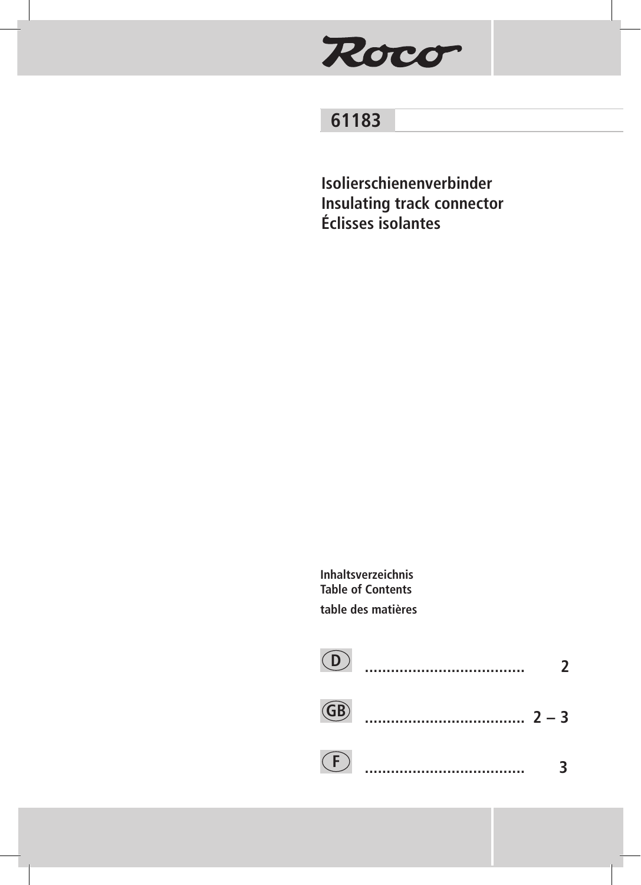Roco

# 61183

## Isolierschienenverbinder
## Insulating track connector
## Éclisses isolantes

**Inhaltsverzeichnis**
**Table of Contents**
**table des matières**

| | | |
|---|---|---|
| D | ..................................... | 2 |
| GB | ..................................... | 2 – 3 |
| F | ..................................... | 3 |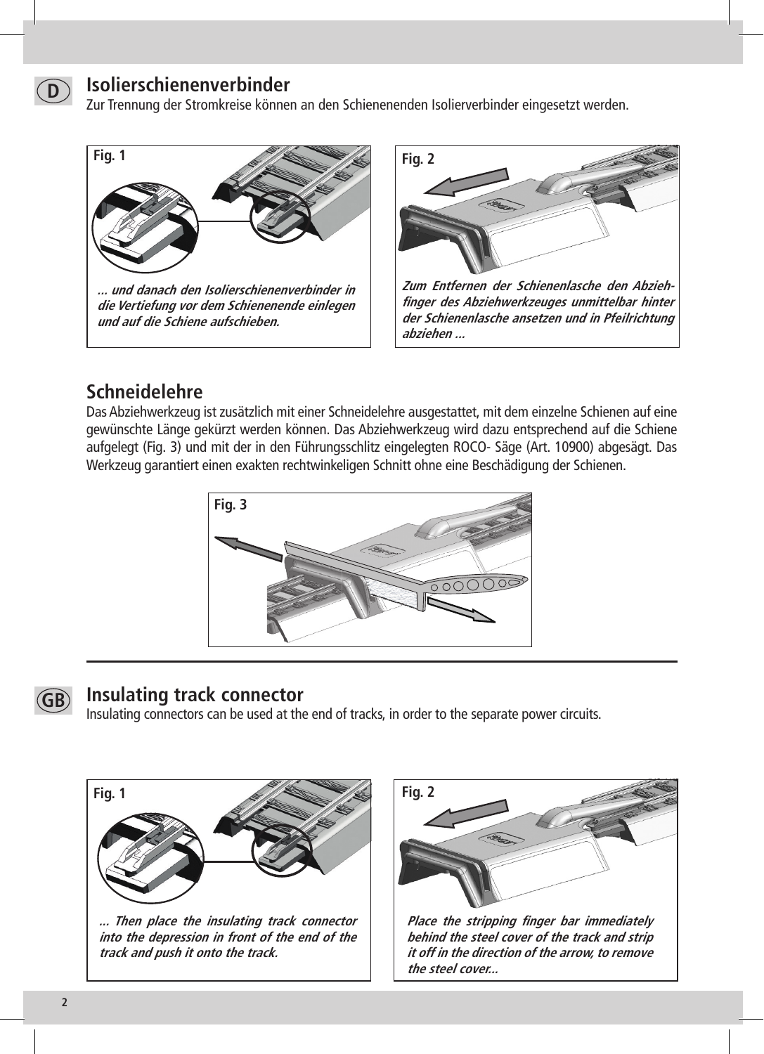D

## Isolierschienenverbinder

Zur Trennung der Stromkreise können an den Schienenenden Isolierverbinder eingesetzt werden.

Fig. 1

*... und danach den Isolierschienenverbinder in die Vertiefung vor dem Schienenende einlegen und auf die Schiene aufschieben.*

Fig. 2

*Zum Entfernen der Schienenlasche den Abziehfinger des Abziehwerkzeuges unmittelbar hinter der Schienenlasche ansetzen und in Pfeilrichtung abziehen ...*

## Schneidelehre

Das Abziehwerkzeug ist zusätzlich mit einer Schneidelehre ausgestattet, mit dem einzelne Schienen auf eine gewünschte Länge gekürzt werden können. Das Abziehwerkzeug wird dazu entsprechend auf die Schiene aufgelegt (Fig. 3) und mit der in den Führungsschlitz eingelegten ROCO- Säge (Art. 10900) abgesägt. Das Werkzeug garantiert einen exakten rechtwinkeligen Schnitt ohne eine Beschädigung der Schienen.

Fig. 3

---

GB

## Insulating track connector

Insulating connectors can be used at the end of tracks, in order to the separate power circuits.

Fig. 1

*... Then place the insulating track connector into the depression in front of the end of the track and push it onto the track.*

Fig. 2

*Place the stripping finger bar immediately behind the steel cover of the track and strip it off in the direction of the arrow, to remove the steel cover...*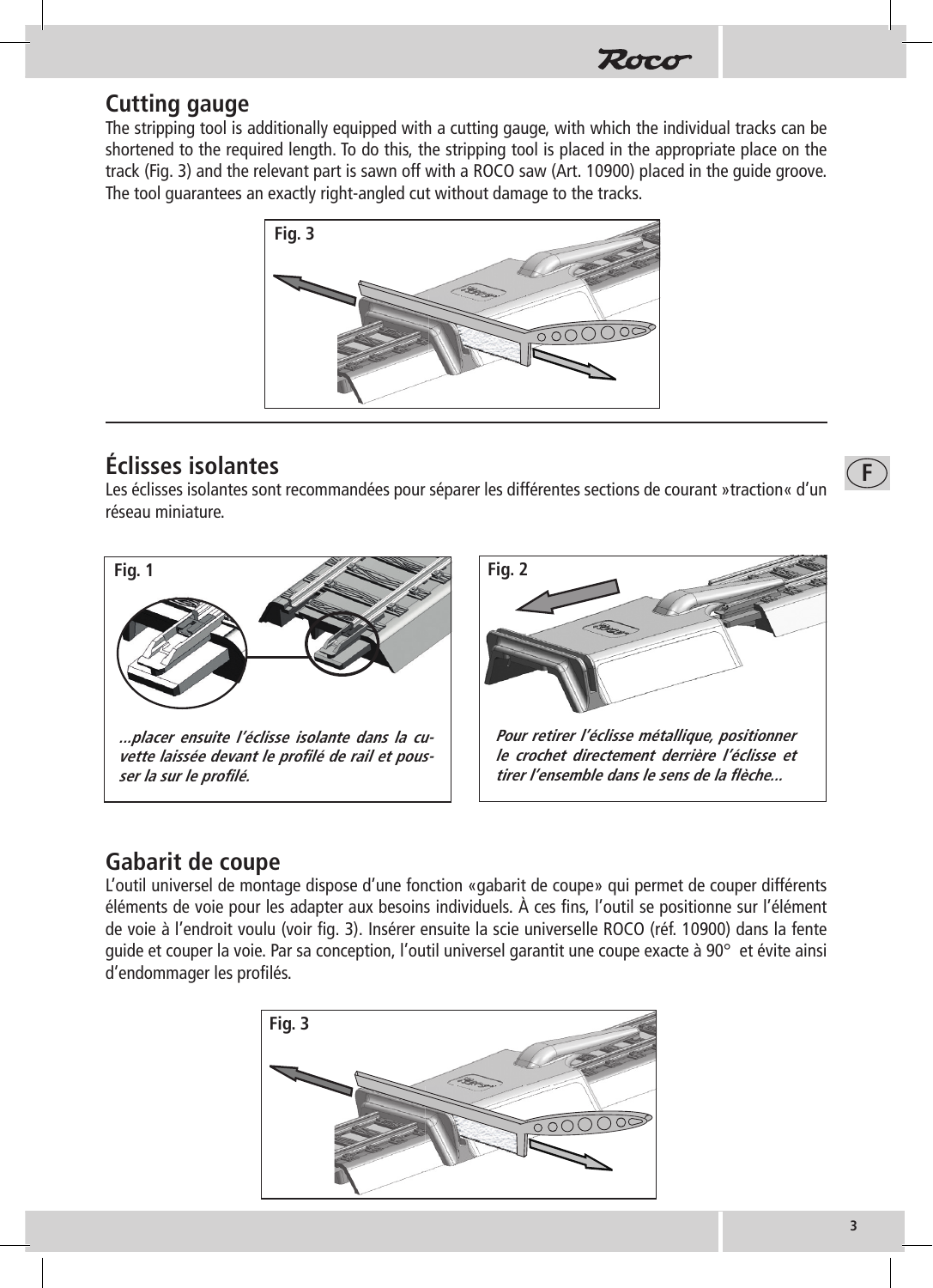## Cutting gauge

The stripping tool is additionally equipped with a cutting gauge, with which the individual tracks can be shortened to the required length. To do this, the stripping tool is placed in the appropriate place on the track (Fig. 3) and the relevant part is sawn off with a ROCO saw (Art. 10900) placed in the guide groove. The tool guarantees an exactly right-angled cut without damage to the tracks.

Fig. 3

---

## Éclisses isolantes

Les éclisses isolantes sont recommandées pour séparer les différentes sections de courant »traction« d'un réseau miniature.

Fig. 1

*...placer ensuite l'éclisse isolante dans la cuvette laissée devant le profilé de rail et pousser la sur le profilé.*

Fig. 2

*Pour retirer l'éclisse métallique, positionner le crochet directement derrière l'éclisse et tirer l'ensemble dans le sens de la flèche...*

## Gabarit de coupe

L'outil universel de montage dispose d'une fonction «gabarit de coupe» qui permet de couper différents éléments de voie pour les adapter aux besoins individuels. À ces fins, l'outil se positionne sur l'élément de voie à l'endroit voulu (voir fig. 3). Insérer ensuite la scie universelle ROCO (réf. 10900) dans la fente guide et couper la voie. Par sa conception, l'outil universel garantit une coupe exacte à 90° et évite ainsi d'endommager les profilés.

Fig. 3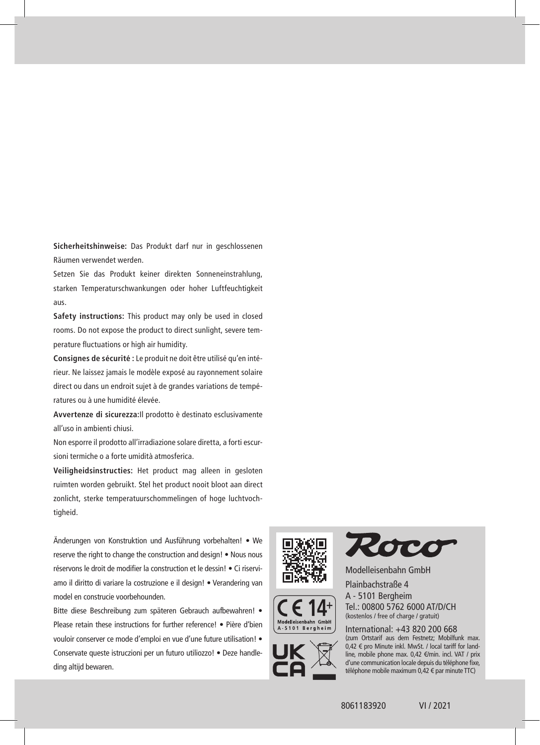**Sicherheitshinweise:** Das Produkt darf nur in geschlossenen Räumen verwendet werden.

Setzen Sie das Produkt keiner direkten Sonneneinstrahlung, starken Temperaturschwankungen oder hoher Luftfeuchtigkeit aus.

**Safety instructions:** This product may only be used in closed rooms. Do not expose the product to direct sunlight, severe temperature fluctuations or high air humidity.

**Consignes de sécurité :** Le produit ne doit être utilisé qu'en intérieur. Ne laissez jamais le modèle exposé au rayonnement solaire direct ou dans un endroit sujet à de grandes variations de températures ou à une humidité élevée.

**Avvertenze di sicurezza:**Il prodotto è destinato esclusivamente all'uso in ambienti chiusi.

Non esporre il prodotto all'irradiazione solare diretta, a forti escursioni termiche o a forte umidità atmosferica.

**Veiligheidsinstructies:** Het product mag alleen in gesloten ruimten worden gebruikt. Stel het product nooit bloot aan direct zonlicht, sterke temperatuurschommelingen of hoge luchtvochtigheid.

Änderungen von Konstruktion und Ausführung vorbehalten! • We reserve the right to change the construction and design! • Nous nous réservons le droit de modifier la construction et le dessin! • Ci riserviamo il diritto di variare la costruzione e il design! • Verandering van model en constructie voorbehounden.

Bitte diese Beschreibung zum späteren Gebrauch aufbewahren! • Please retain these instructions for further reference! • Pière d'bien vouloir conserver ce mode d'emploi en vue d'une future utilisation! • Conservate queste istruzioni per un futuro utiliozzo! • Deze handleding altijd bewaren.

CE 14+
Modelleisenbahn GmbH
A-5101 Bergheim

UK CA

Roco

Modelleisenbahn GmbH
Plainbachstraße 4
A - 5101 Bergheim
Tel.: 00800 5762 6000 AT/D/CH
(kostenlos / free of charge / gratuit)

International: +43 820 200 668
(zum Ortstarif aus dem Festnetz; Mobilfunk max. 0,42 € pro Minute inkl. MwSt. / local tariff for landline, mobile phone max. 0,42 €/min. incl. VAT / prix d'une communication locale depuis du téléphone fixe, téléphone mobile maximum 0,42 € par minute TTC)

8061183920 VI / 2021